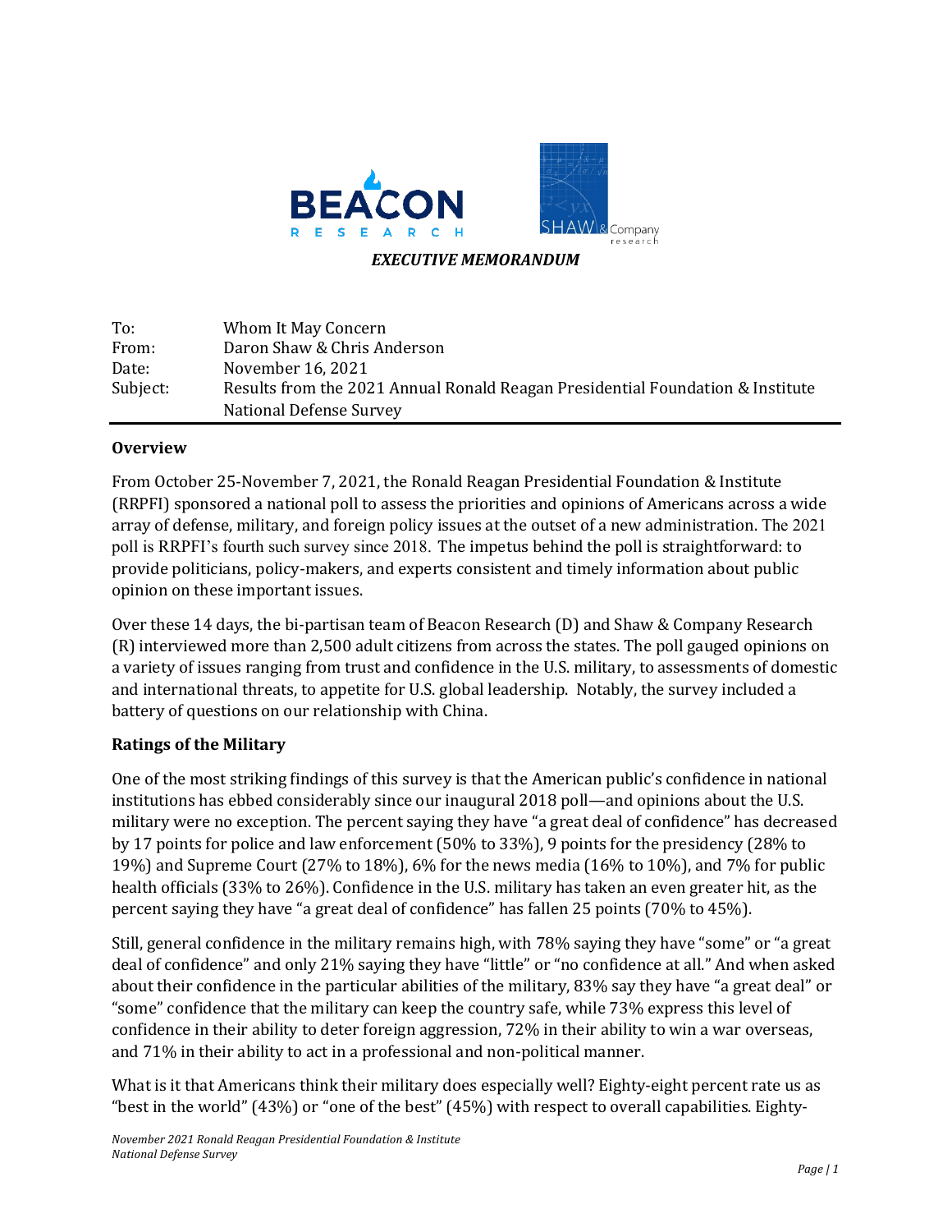*EXECUTIVE MEMORANDUM*

| | |
|---|---|
| To: | Whom It May Concern |
| From: | Daron Shaw & Chris Anderson |
| Date: | November 16, 2021 |
| Subject: | Results from the 2021 Annual Ronald Reagan Presidential Foundation & Institute National Defense Survey |

## Overview

From October 25-November 7, 2021, the Ronald Reagan Presidential Foundation & Institute (RRPFI) sponsored a national poll to assess the priorities and opinions of Americans across a wide array of defense, military, and foreign policy issues at the outset of a new administration. The 2021 poll is RRPFI's fourth such survey since 2018. The impetus behind the poll is straightforward: to provide politicians, policy-makers, and experts consistent and timely information about public opinion on these important issues.

Over these 14 days, the bi-partisan team of Beacon Research (D) and Shaw & Company Research (R) interviewed more than 2,500 adult citizens from across the states. The poll gauged opinions on a variety of issues ranging from trust and confidence in the U.S. military, to assessments of domestic and international threats, to appetite for U.S. global leadership. Notably, the survey included a battery of questions on our relationship with China.

## Ratings of the Military

One of the most striking findings of this survey is that the American public's confidence in national institutions has ebbed considerably since our inaugural 2018 poll—and opinions about the U.S. military were no exception. The percent saying they have "a great deal of confidence" has decreased by 17 points for police and law enforcement (50% to 33%), 9 points for the presidency (28% to 19%) and Supreme Court (27% to 18%), 6% for the news media (16% to 10%), and 7% for public health officials (33% to 26%). Confidence in the U.S. military has taken an even greater hit, as the percent saying they have "a great deal of confidence" has fallen 25 points (70% to 45%).

Still, general confidence in the military remains high, with 78% saying they have "some" or "a great deal of confidence" and only 21% saying they have "little" or "no confidence at all." And when asked about their confidence in the particular abilities of the military, 83% say they have "a great deal" or "some" confidence that the military can keep the country safe, while 73% express this level of confidence in their ability to deter foreign aggression, 72% in their ability to win a war overseas, and 71% in their ability to act in a professional and non-political manner.

What is it that Americans think their military does especially well? Eighty-eight percent rate us as "best in the world" (43%) or "one of the best" (45%) with respect to overall capabilities. Eighty-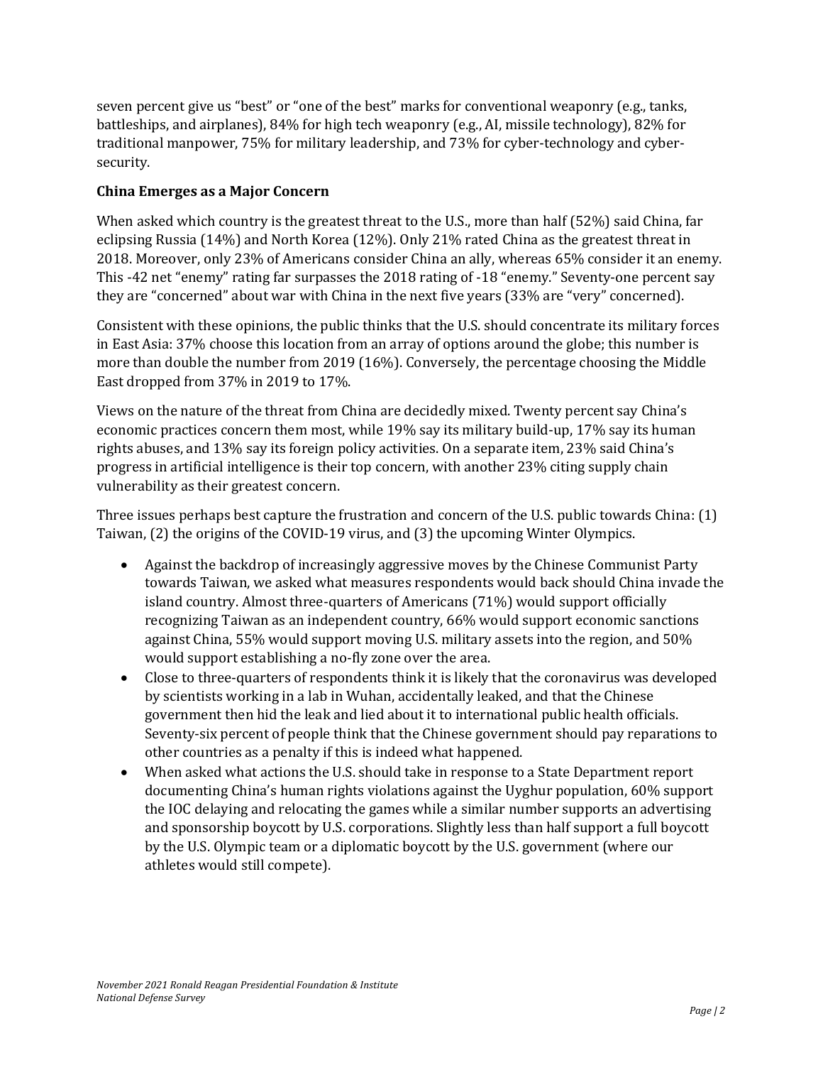seven percent give us "best" or "one of the best" marks for conventional weaponry (e.g., tanks, battleships, and airplanes), 84% for high tech weaponry (e.g., AI, missile technology), 82% for traditional manpower, 75% for military leadership, and 73% for cyber-technology and cyber-security.

**China Emerges as a Major Concern**

When asked which country is the greatest threat to the U.S., more than half (52%) said China, far eclipsing Russia (14%) and North Korea (12%). Only 21% rated China as the greatest threat in 2018. Moreover, only 23% of Americans consider China an ally, whereas 65% consider it an enemy. This -42 net "enemy" rating far surpasses the 2018 rating of -18 "enemy." Seventy-one percent say they are "concerned" about war with China in the next five years (33% are "very" concerned).

Consistent with these opinions, the public thinks that the U.S. should concentrate its military forces in East Asia: 37% choose this location from an array of options around the globe; this number is more than double the number from 2019 (16%). Conversely, the percentage choosing the Middle East dropped from 37% in 2019 to 17%.

Views on the nature of the threat from China are decidedly mixed. Twenty percent say China's economic practices concern them most, while 19% say its military build-up, 17% say its human rights abuses, and 13% say its foreign policy activities. On a separate item, 23% said China's progress in artificial intelligence is their top concern, with another 23% citing supply chain vulnerability as their greatest concern.

Three issues perhaps best capture the frustration and concern of the U.S. public towards China: (1) Taiwan, (2) the origins of the COVID-19 virus, and (3) the upcoming Winter Olympics.

- Against the backdrop of increasingly aggressive moves by the Chinese Communist Party towards Taiwan, we asked what measures respondents would back should China invade the island country. Almost three-quarters of Americans (71%) would support officially recognizing Taiwan as an independent country, 66% would support economic sanctions against China, 55% would support moving U.S. military assets into the region, and 50% would support establishing a no-fly zone over the area.
- Close to three-quarters of respondents think it is likely that the coronavirus was developed by scientists working in a lab in Wuhan, accidentally leaked, and that the Chinese government then hid the leak and lied about it to international public health officials. Seventy-six percent of people think that the Chinese government should pay reparations to other countries as a penalty if this is indeed what happened.
- When asked what actions the U.S. should take in response to a State Department report documenting China's human rights violations against the Uyghur population, 60% support the IOC delaying and relocating the games while a similar number supports an advertising and sponsorship boycott by U.S. corporations. Slightly less than half support a full boycott by the U.S. Olympic team or a diplomatic boycott by the U.S. government (where our athletes would still compete).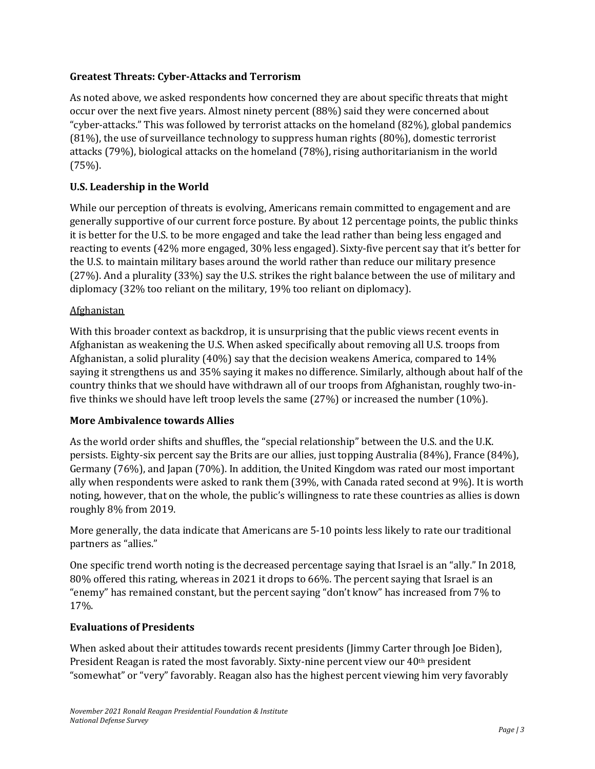**Greatest Threats: Cyber-Attacks and Terrorism**

As noted above, we asked respondents how concerned they are about specific threats that might occur over the next five years. Almost ninety percent (88%) said they were concerned about "cyber-attacks." This was followed by terrorist attacks on the homeland (82%), global pandemics (81%), the use of surveillance technology to suppress human rights (80%), domestic terrorist attacks (79%), biological attacks on the homeland (78%), rising authoritarianism in the world (75%).

**U.S. Leadership in the World**

While our perception of threats is evolving, Americans remain committed to engagement and are generally supportive of our current force posture. By about 12 percentage points, the public thinks it is better for the U.S. to be more engaged and take the lead rather than being less engaged and reacting to events (42% more engaged, 30% less engaged). Sixty-five percent say that it's better for the U.S. to maintain military bases around the world rather than reduce our military presence (27%). And a plurality (33%) say the U.S. strikes the right balance between the use of military and diplomacy (32% too reliant on the military, 19% too reliant on diplomacy).

<u>Afghanistan</u>

With this broader context as backdrop, it is unsurprising that the public views recent events in Afghanistan as weakening the U.S. When asked specifically about removing all U.S. troops from Afghanistan, a solid plurality (40%) say that the decision weakens America, compared to 14% saying it strengthens us and 35% saying it makes no difference. Similarly, although about half of the country thinks that we should have withdrawn all of our troops from Afghanistan, roughly two-in-five thinks we should have left troop levels the same (27%) or increased the number (10%).

**More Ambivalence towards Allies**

As the world order shifts and shuffles, the "special relationship" between the U.S. and the U.K. persists. Eighty-six percent say the Brits are our allies, just topping Australia (84%), France (84%), Germany (76%), and Japan (70%). In addition, the United Kingdom was rated our most important ally when respondents were asked to rank them (39%, with Canada rated second at 9%). It is worth noting, however, that on the whole, the public's willingness to rate these countries as allies is down roughly 8% from 2019.

More generally, the data indicate that Americans are 5-10 points less likely to rate our traditional partners as "allies."

One specific trend worth noting is the decreased percentage saying that Israel is an "ally." In 2018, 80% offered this rating, whereas in 2021 it drops to 66%. The percent saying that Israel is an "enemy" has remained constant, but the percent saying "don't know" has increased from 7% to 17%.

**Evaluations of Presidents**

When asked about their attitudes towards recent presidents (Jimmy Carter through Joe Biden), President Reagan is rated the most favorably. Sixty-nine percent view our 40th president "somewhat" or "very" favorably. Reagan also has the highest percent viewing him very favorably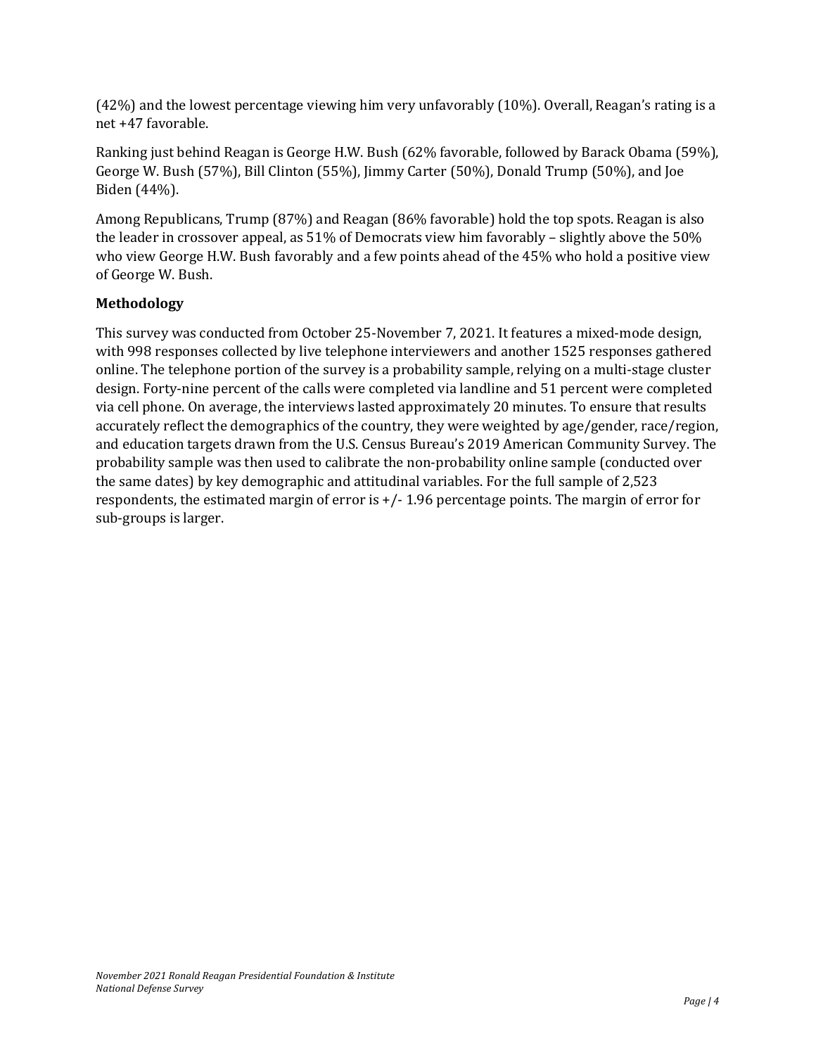(42%) and the lowest percentage viewing him very unfavorably (10%). Overall, Reagan's rating is a net +47 favorable.

Ranking just behind Reagan is George H.W. Bush (62% favorable, followed by Barack Obama (59%), George W. Bush (57%), Bill Clinton (55%), Jimmy Carter (50%), Donald Trump (50%), and Joe Biden (44%).

Among Republicans, Trump (87%) and Reagan (86% favorable) hold the top spots. Reagan is also the leader in crossover appeal, as 51% of Democrats view him favorably – slightly above the 50% who view George H.W. Bush favorably and a few points ahead of the 45% who hold a positive view of George W. Bush.

**Methodology**

This survey was conducted from October 25-November 7, 2021. It features a mixed-mode design, with 998 responses collected by live telephone interviewers and another 1525 responses gathered online. The telephone portion of the survey is a probability sample, relying on a multi-stage cluster design. Forty-nine percent of the calls were completed via landline and 51 percent were completed via cell phone. On average, the interviews lasted approximately 20 minutes. To ensure that results accurately reflect the demographics of the country, they were weighted by age/gender, race/region, and education targets drawn from the U.S. Census Bureau's 2019 American Community Survey. The probability sample was then used to calibrate the non-probability online sample (conducted over the same dates) by key demographic and attitudinal variables. For the full sample of 2,523 respondents, the estimated margin of error is +/- 1.96 percentage points. The margin of error for sub-groups is larger.